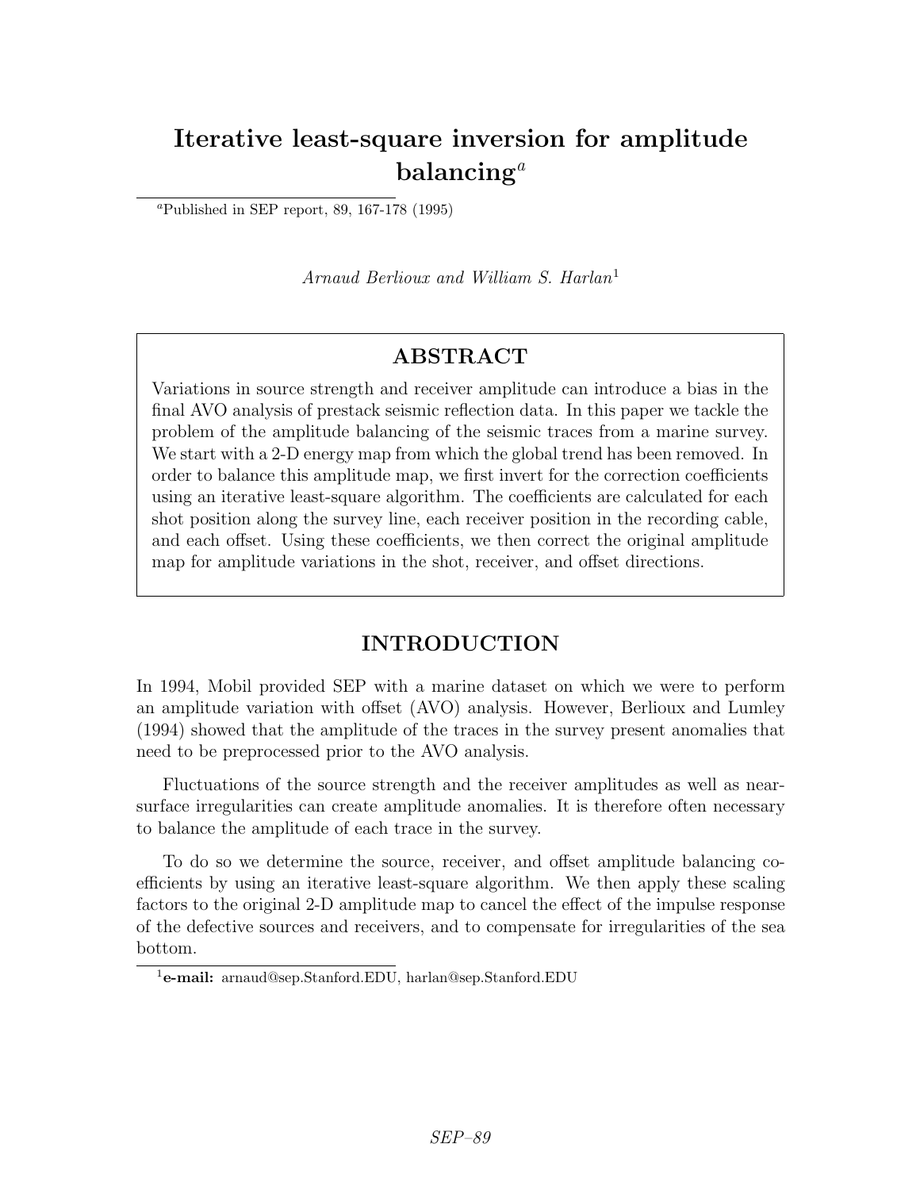# Iterative least-square inversion for amplitude balancing[a]

[a]Published in SEP report, 89, 167-178 (1995)

*Arnaud Berlioux and William S. Harlan*[1]

## ABSTRACT

Variations in source strength and receiver amplitude can introduce a bias in the final AVO analysis of prestack seismic reflection data. In this paper we tackle the problem of the amplitude balancing of the seismic traces from a marine survey. We start with a 2-D energy map from which the global trend has been removed. In order to balance this amplitude map, we first invert for the correction coefficients using an iterative least-square algorithm. The coefficients are calculated for each shot position along the survey line, each receiver position in the recording cable, and each offset. Using these coefficients, we then correct the original amplitude map for amplitude variations in the shot, receiver, and offset directions.

## INTRODUCTION

In 1994, Mobil provided SEP with a marine dataset on which we were to perform an amplitude variation with offset (AVO) analysis. However, Berlioux and Lumley (1994) showed that the amplitude of the traces in the survey present anomalies that need to be preprocessed prior to the AVO analysis.

Fluctuations of the source strength and the receiver amplitudes as well as near-surface irregularities can create amplitude anomalies. It is therefore often necessary to balance the amplitude of each trace in the survey.

To do so we determine the source, receiver, and offset amplitude balancing coefficients by using an iterative least-square algorithm. We then apply these scaling factors to the original 2-D amplitude map to cancel the effect of the impulse response of the defective sources and receivers, and to compensate for irregularities of the sea bottom.

[1]**e-mail:** arnaud@sep.Stanford.EDU, harlan@sep.Stanford.EDU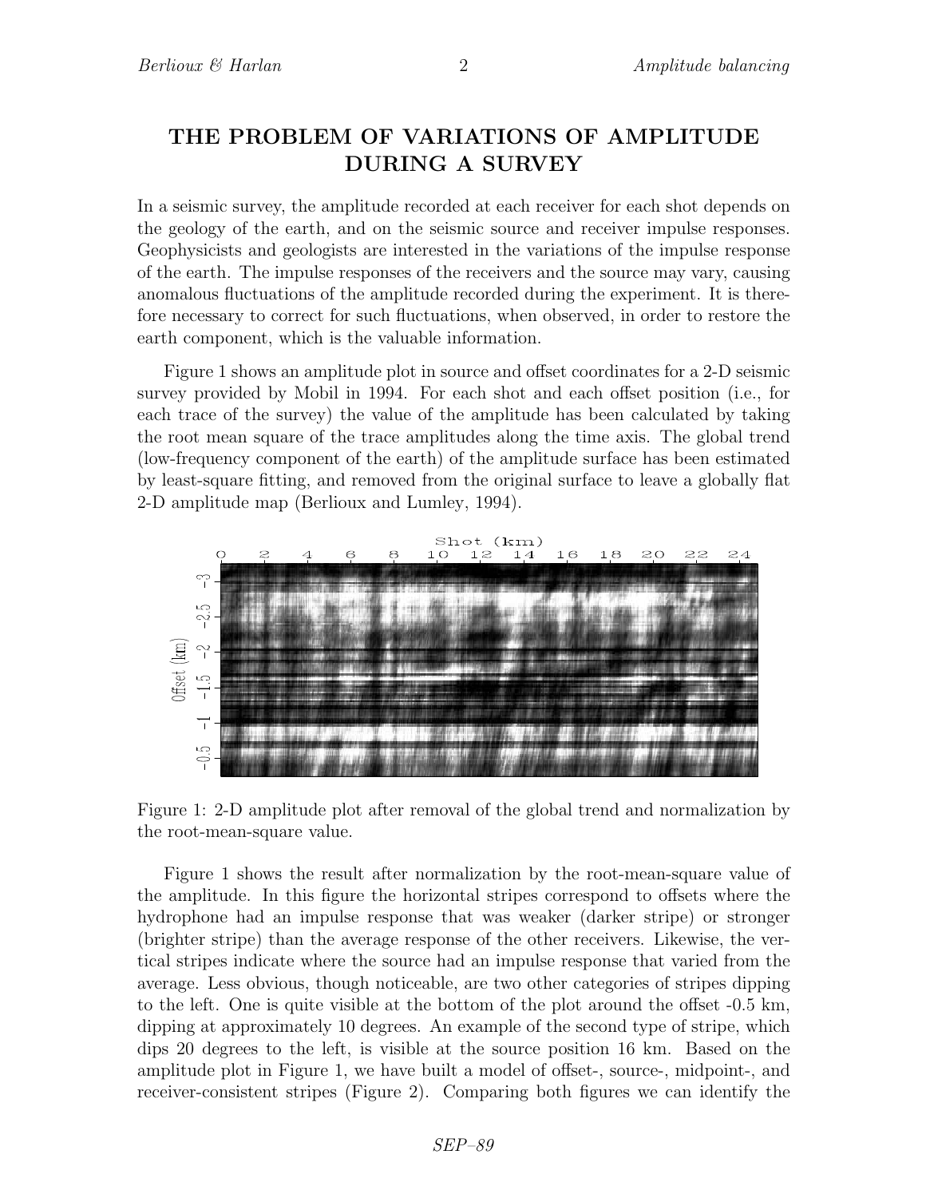# THE PROBLEM OF VARIATIONS OF AMPLITUDE DURING A SURVEY

In a seismic survey, the amplitude recorded at each receiver for each shot depends on the geology of the earth, and on the seismic source and receiver impulse responses. Geophysicists and geologists are interested in the variations of the impulse response of the earth. The impulse responses of the receivers and the source may vary, causing anomalous fluctuations of the amplitude recorded during the experiment. It is therefore necessary to correct for such fluctuations, when observed, in order to restore the earth component, which is the valuable information.

Figure 1 shows an amplitude plot in source and offset coordinates for a 2-D seismic survey provided by Mobil in 1994. For each shot and each offset position (i.e., for each trace of the survey) the value of the amplitude has been calculated by taking the root mean square of the trace amplitudes along the time axis. The global trend (low-frequency component of the earth) of the amplitude surface has been estimated by least-square fitting, and removed from the original surface to leave a globally flat 2-D amplitude map (Berlioux and Lumley, 1994).

Figure 1: 2-D amplitude plot after removal of the global trend and normalization by the root-mean-square value.

Figure 1 shows the result after normalization by the root-mean-square value of the amplitude. In this figure the horizontal stripes correspond to offsets where the hydrophone had an impulse response that was weaker (darker stripe) or stronger (brighter stripe) than the average response of the other receivers. Likewise, the vertical stripes indicate where the source had an impulse response that varied from the average. Less obvious, though noticeable, are two other categories of stripes dipping to the left. One is quite visible at the bottom of the plot around the offset -0.5 km, dipping at approximately 10 degrees. An example of the second type of stripe, which dips 20 degrees to the left, is visible at the source position 16 km. Based on the amplitude plot in Figure 1, we have built a model of offset-, source-, midpoint-, and receiver-consistent stripes (Figure 2). Comparing both figures we can identify the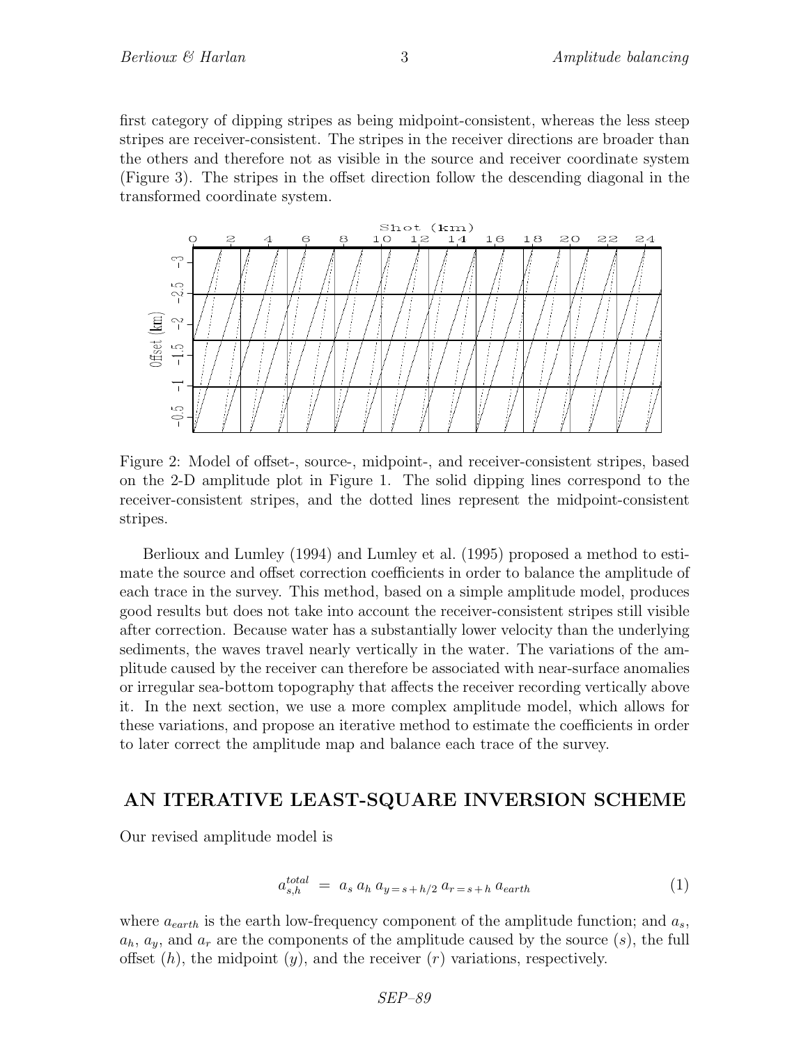first category of dipping stripes as being midpoint-consistent, whereas the less steep stripes are receiver-consistent. The stripes in the receiver directions are broader than the others and therefore not as visible in the source and receiver coordinate system (Figure 3). The stripes in the offset direction follow the descending diagonal in the transformed coordinate system.

Figure 2: Model of offset-, source-, midpoint-, and receiver-consistent stripes, based on the 2-D amplitude plot in Figure 1. The solid dipping lines correspond to the receiver-consistent stripes, and the dotted lines represent the midpoint-consistent stripes.

Berlioux and Lumley (1994) and Lumley et al. (1995) proposed a method to estimate the source and offset correction coefficients in order to balance the amplitude of each trace in the survey. This method, based on a simple amplitude model, produces good results but does not take into account the receiver-consistent stripes still visible after correction. Because water has a substantially lower velocity than the underlying sediments, the waves travel nearly vertically in the water. The variations of the amplitude caused by the receiver can therefore be associated with near-surface anomalies or irregular sea-bottom topography that affects the receiver recording vertically above it. In the next section, we use a more complex amplitude model, which allows for these variations, and propose an iterative method to estimate the coefficients in order to later correct the amplitude map and balance each trace of the survey.

## AN ITERATIVE LEAST-SQUARE INVERSION SCHEME

Our revised amplitude model is

$$a_{s,h}^{total} \;=\; a_s \, a_h \, a_{y=s+h/2} \, a_{r=s+h} \, a_{earth} \tag{1}$$

where $a_{earth}$ is the earth low-frequency component of the amplitude function; and $a_s$, $a_h$, $a_y$, and $a_r$ are the components of the amplitude caused by the source ($s$), the full offset ($h$), the midpoint ($y$), and the receiver ($r$) variations, respectively.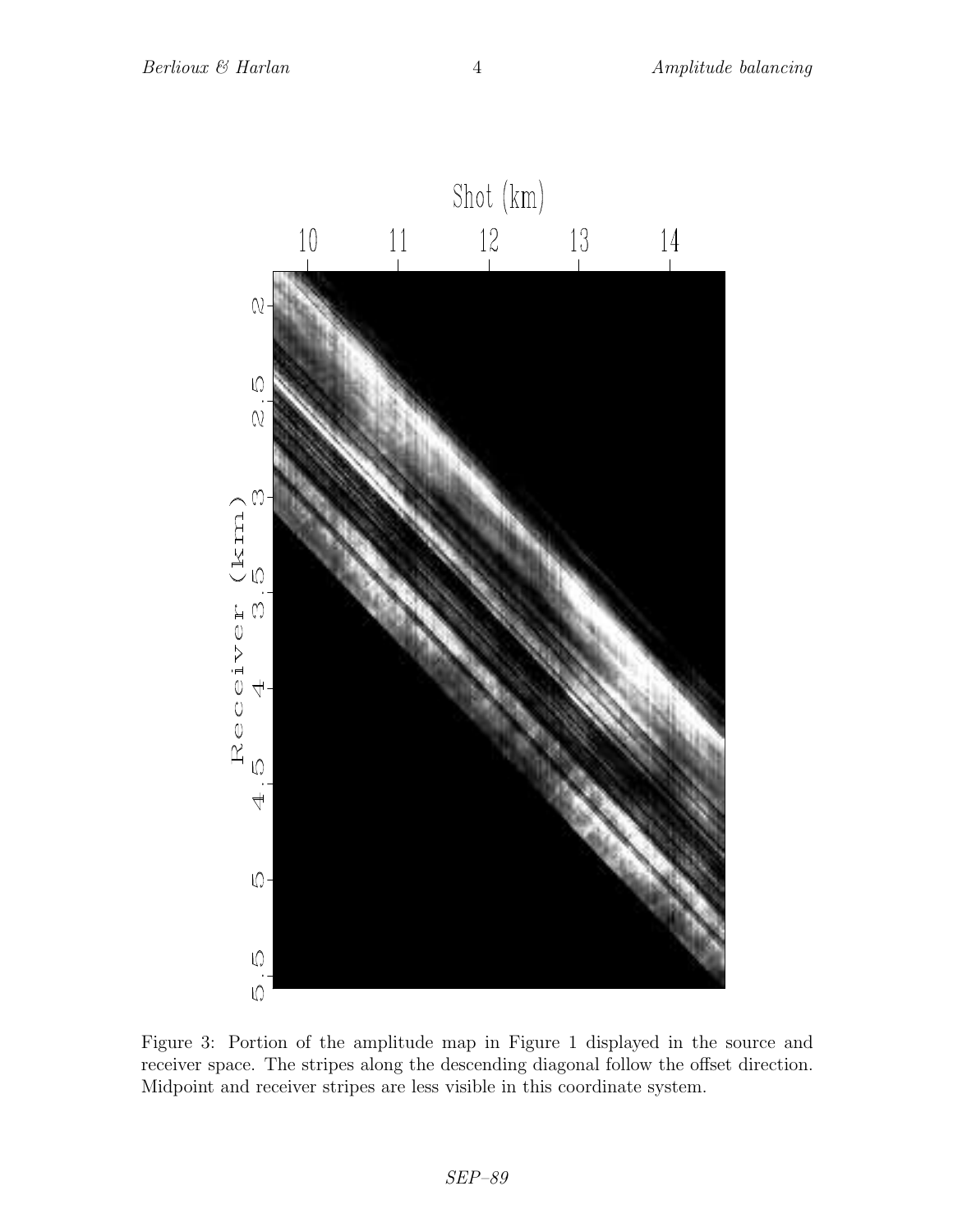Figure 3: Portion of the amplitude map in Figure 1 displayed in the source and receiver space. The stripes along the descending diagonal follow the offset direction. Midpoint and receiver stripes are less visible in this coordinate system.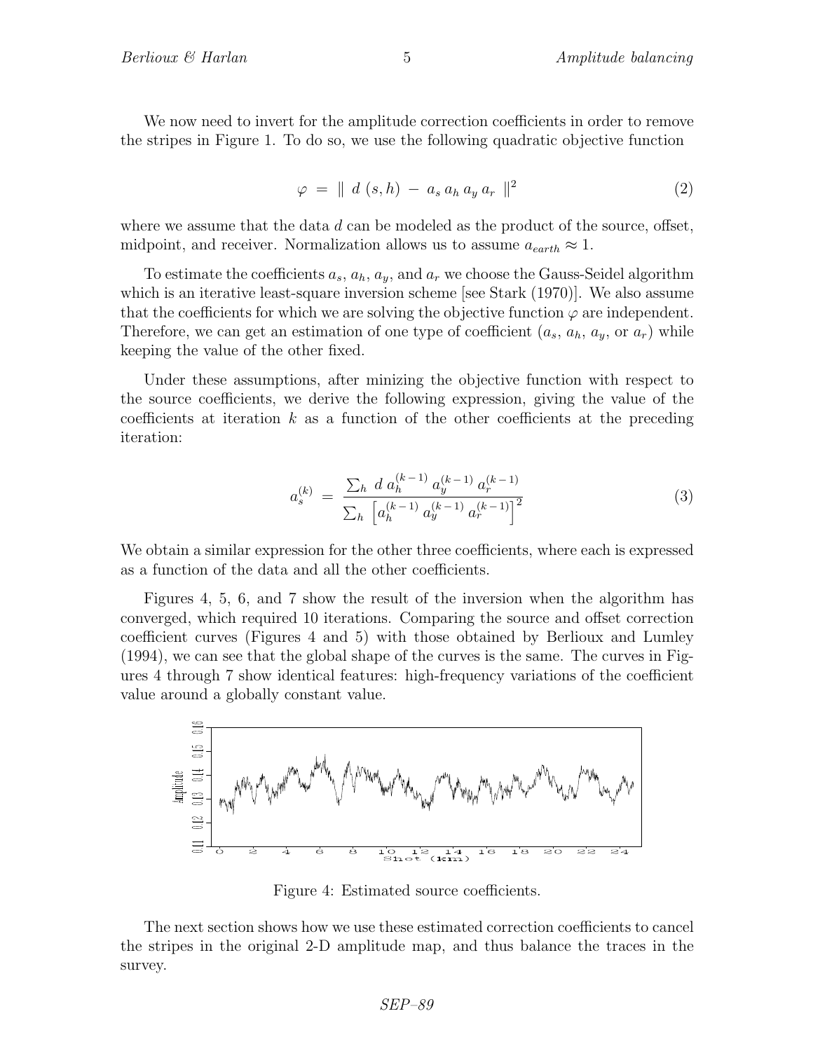We now need to invert for the amplitude correction coefficients in order to remove the stripes in Figure 1. To do so, we use the following quadratic objective function

$$\varphi \ = \ \| \ d \ (s,h) \ - \ a_s \, a_h \, a_y \, a_r \ \|^2 \tag{2}$$

where we assume that the data $d$ can be modeled as the product of the source, offset, midpoint, and receiver. Normalization allows us to assume $a_{earth} \approx 1$.

To estimate the coefficients $a_s$, $a_h$, $a_y$, and $a_r$ we choose the Gauss-Seidel algorithm which is an iterative least-square inversion scheme [see Stark (1970)]. We also assume that the coefficients for which we are solving the objective function $\varphi$ are independent. Therefore, we can get an estimation of one type of coefficient ($a_s$, $a_h$, $a_y$, or $a_r$) while keeping the value of the other fixed.

Under these assumptions, after minizing the objective function with respect to the source coefficients, we derive the following expression, giving the value of the coefficients at iteration $k$ as a function of the other coefficients at the preceding iteration:

$$a_s^{(k)} \ = \ \frac{\sum_h \ d \ a_h^{(k-1)} \ a_y^{(k-1)} \ a_r^{(k-1)}}{\sum_h \ \left[ a_h^{(k-1)} \ a_y^{(k-1)} \ a_r^{(k-1)} \right]^2} \tag{3}$$

We obtain a similar expression for the other three coefficients, where each is expressed as a function of the data and all the other coefficients.

Figures 4, 5, 6, and 7 show the result of the inversion when the algorithm has converged, which required 10 iterations. Comparing the source and offset correction coefficient curves (Figures 4 and 5) with those obtained by Berlioux and Lumley (1994), we can see that the global shape of the curves is the same. The curves in Figures 4 through 7 show identical features: high-frequency variations of the coefficient value around a globally constant value.

Figure 4: Estimated source coefficients.

The next section shows how we use these estimated correction coefficients to cancel the stripes in the original 2-D amplitude map, and thus balance the traces in the survey.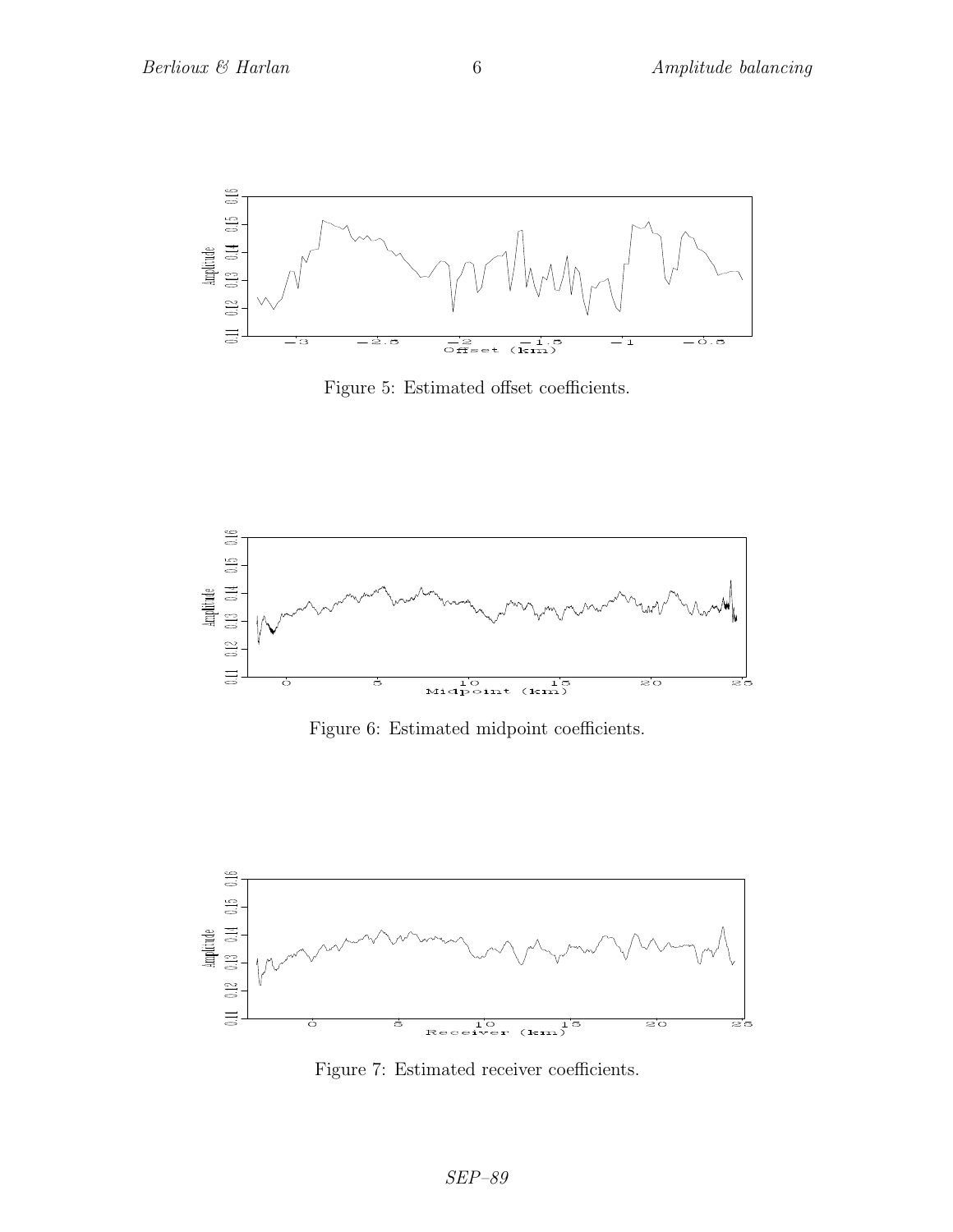Figure 5: Estimated offset coefficients.

Figure 6: Estimated midpoint coefficients.

Figure 7: Estimated receiver coefficients.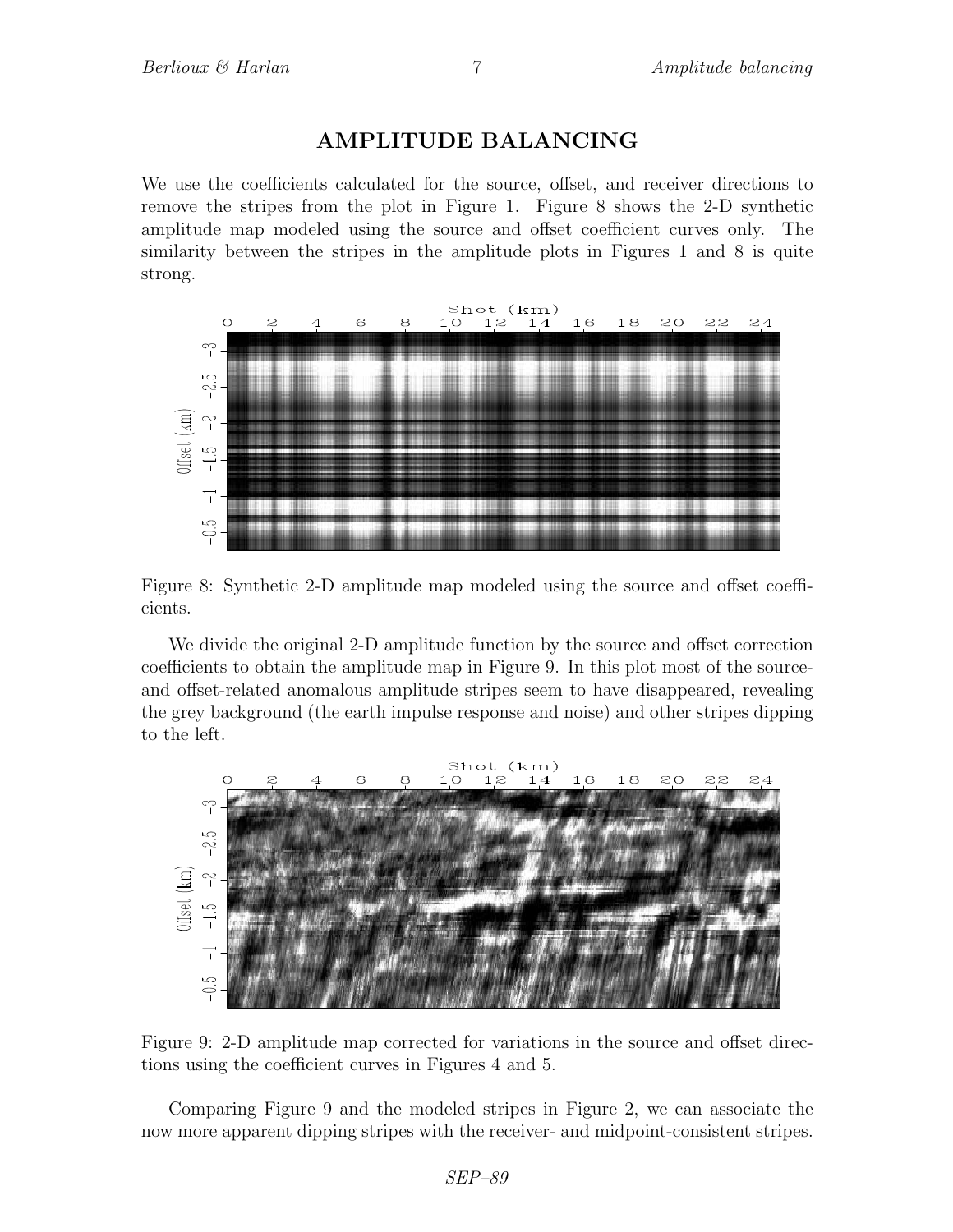## AMPLITUDE BALANCING

We use the coefficients calculated for the source, offset, and receiver directions to remove the stripes from the plot in Figure 1. Figure 8 shows the 2-D synthetic amplitude map modeled using the source and offset coefficient curves only. The similarity between the stripes in the amplitude plots in Figures 1 and 8 is quite strong.

Figure 8: Synthetic 2-D amplitude map modeled using the source and offset coefficients.

We divide the original 2-D amplitude function by the source and offset correction coefficients to obtain the amplitude map in Figure 9. In this plot most of the source- and offset-related anomalous amplitude stripes seem to have disappeared, revealing the grey background (the earth impulse response and noise) and other stripes dipping to the left.

Figure 9: 2-D amplitude map corrected for variations in the source and offset directions using the coefficient curves in Figures 4 and 5.

Comparing Figure 9 and the modeled stripes in Figure 2, we can associate the now more apparent dipping stripes with the receiver- and midpoint-consistent stripes.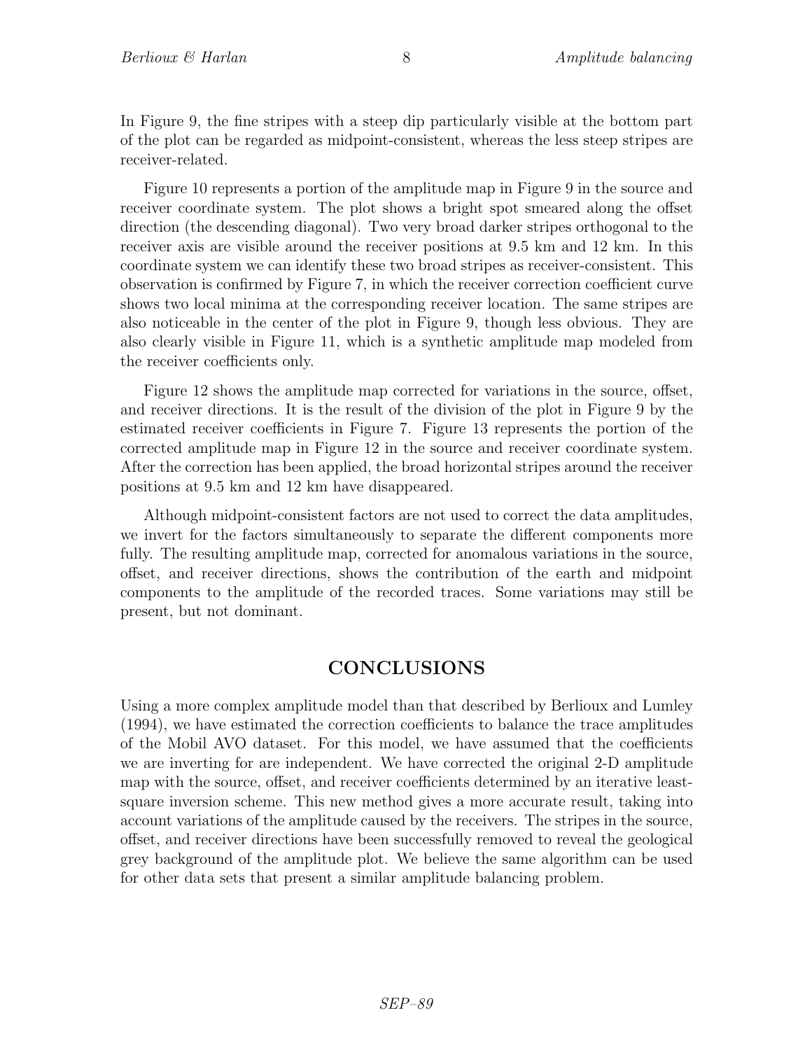In Figure 9, the fine stripes with a steep dip particularly visible at the bottom part of the plot can be regarded as midpoint-consistent, whereas the less steep stripes are receiver-related.

Figure 10 represents a portion of the amplitude map in Figure 9 in the source and receiver coordinate system. The plot shows a bright spot smeared along the offset direction (the descending diagonal). Two very broad darker stripes orthogonal to the receiver axis are visible around the receiver positions at 9.5 km and 12 km. In this coordinate system we can identify these two broad stripes as receiver-consistent. This observation is confirmed by Figure 7, in which the receiver correction coefficient curve shows two local minima at the corresponding receiver location. The same stripes are also noticeable in the center of the plot in Figure 9, though less obvious. They are also clearly visible in Figure 11, which is a synthetic amplitude map modeled from the receiver coefficients only.

Figure 12 shows the amplitude map corrected for variations in the source, offset, and receiver directions. It is the result of the division of the plot in Figure 9 by the estimated receiver coefficients in Figure 7. Figure 13 represents the portion of the corrected amplitude map in Figure 12 in the source and receiver coordinate system. After the correction has been applied, the broad horizontal stripes around the receiver positions at 9.5 km and 12 km have disappeared.

Although midpoint-consistent factors are not used to correct the data amplitudes, we invert for the factors simultaneously to separate the different components more fully. The resulting amplitude map, corrected for anomalous variations in the source, offset, and receiver directions, shows the contribution of the earth and midpoint components to the amplitude of the recorded traces. Some variations may still be present, but not dominant.

## CONCLUSIONS

Using a more complex amplitude model than that described by Berlioux and Lumley (1994), we have estimated the correction coefficients to balance the trace amplitudes of the Mobil AVO dataset. For this model, we have assumed that the coefficients we are inverting for are independent. We have corrected the original 2-D amplitude map with the source, offset, and receiver coefficients determined by an iterative least-square inversion scheme. This new method gives a more accurate result, taking into account variations of the amplitude caused by the receivers. The stripes in the source, offset, and receiver directions have been successfully removed to reveal the geological grey background of the amplitude plot. We believe the same algorithm can be used for other data sets that present a similar amplitude balancing problem.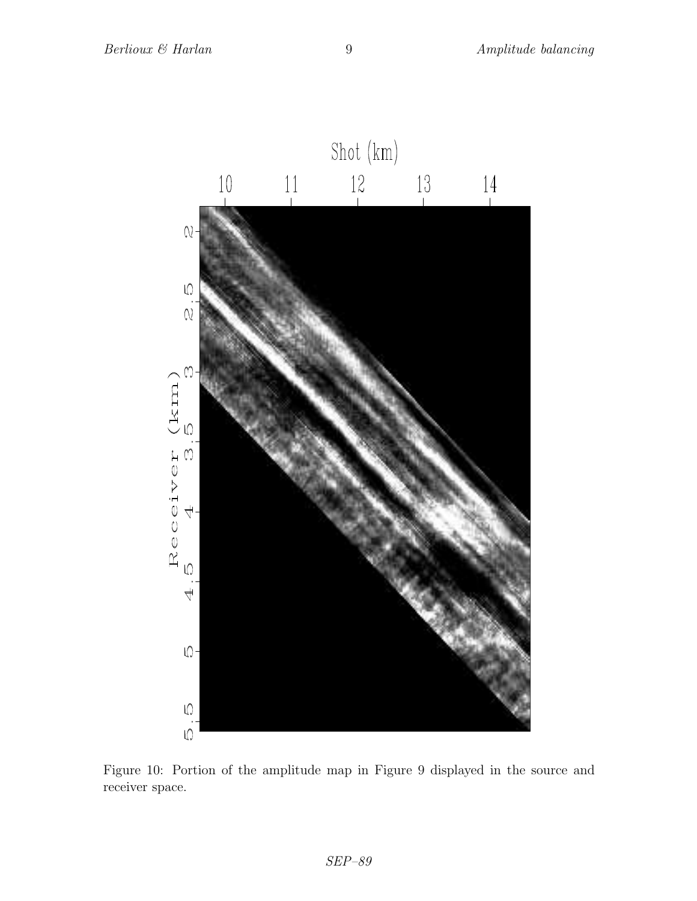Figure 10: Portion of the amplitude map in Figure 9 displayed in the source and receiver space.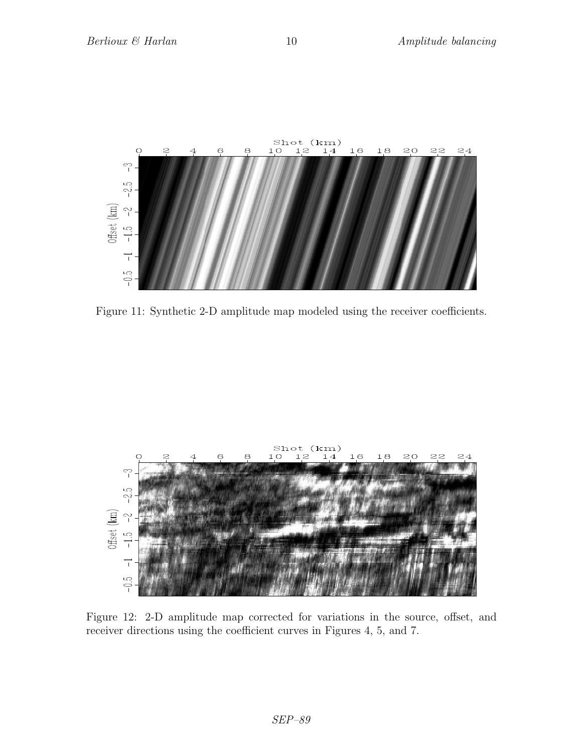Figure 11: Synthetic 2-D amplitude map modeled using the receiver coefficients.

Figure 12: 2-D amplitude map corrected for variations in the source, offset, and receiver directions using the coefficient curves in Figures 4, 5, and 7.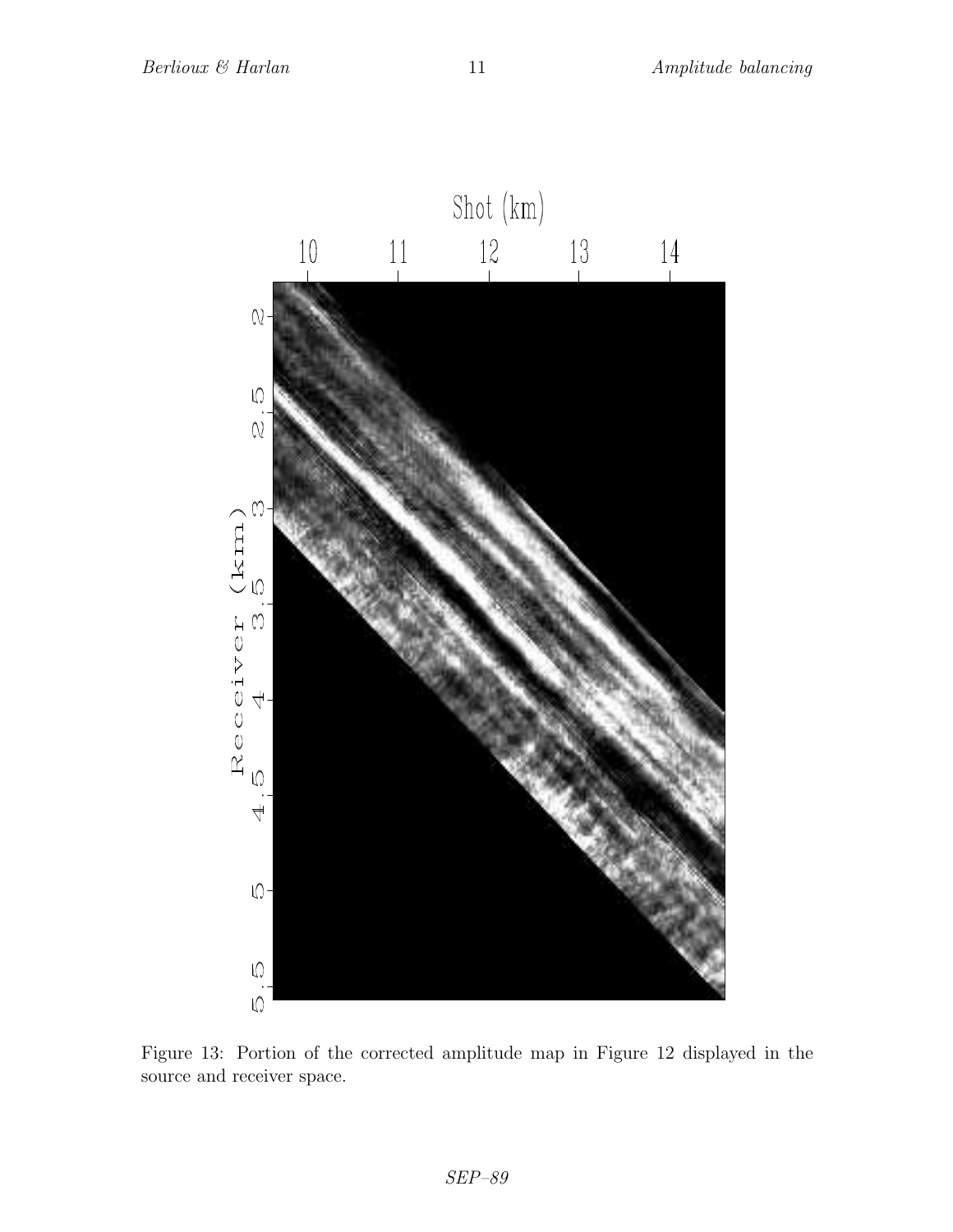Figure 13: Portion of the corrected amplitude map in Figure 12 displayed in the source and receiver space.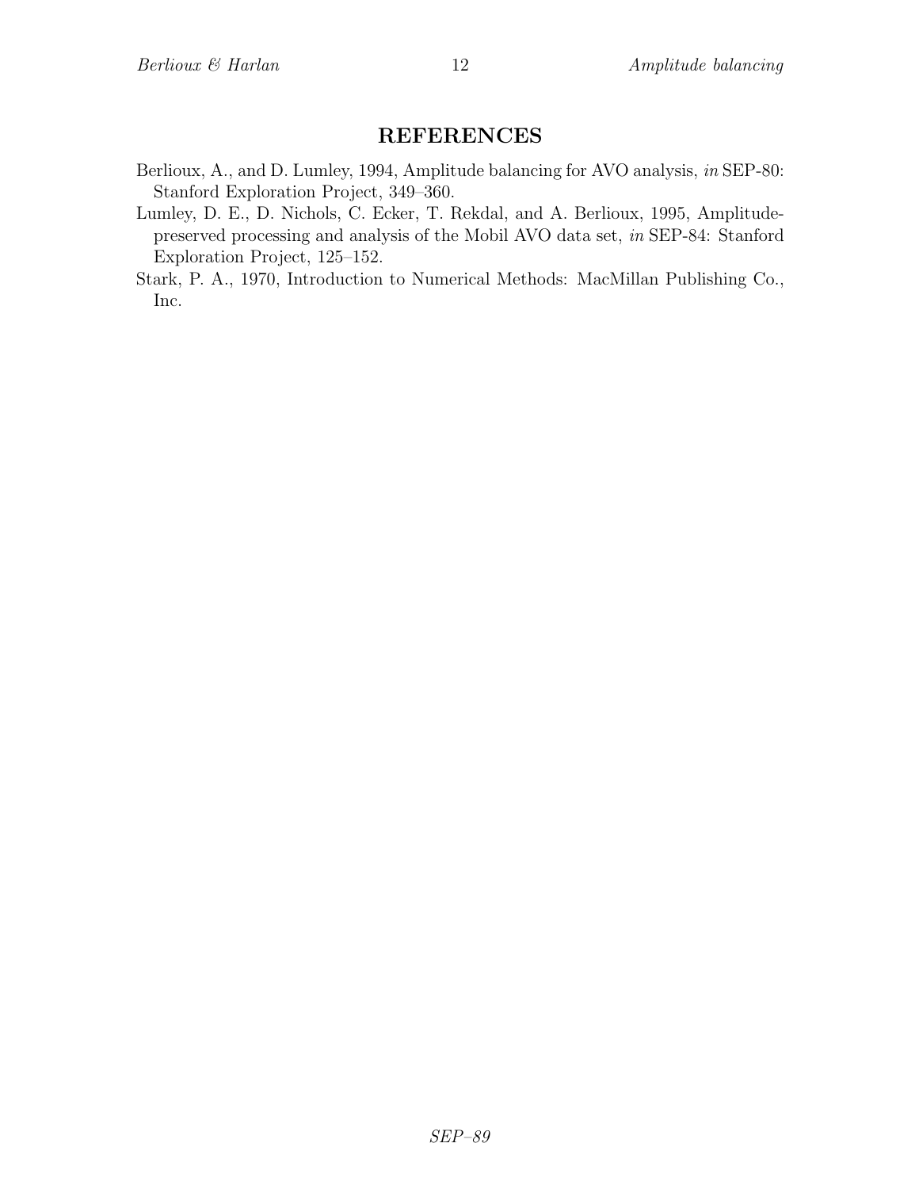## REFERENCES

Berlioux, A., and D. Lumley, 1994, Amplitude balancing for AVO analysis, *in* SEP-80: Stanford Exploration Project, 349–360.

Lumley, D. E., D. Nichols, C. Ecker, T. Rekdal, and A. Berlioux, 1995, Amplitude-preserved processing and analysis of the Mobil AVO data set, *in* SEP-84: Stanford Exploration Project, 125–152.

Stark, P. A., 1970, Introduction to Numerical Methods: MacMillan Publishing Co., Inc.